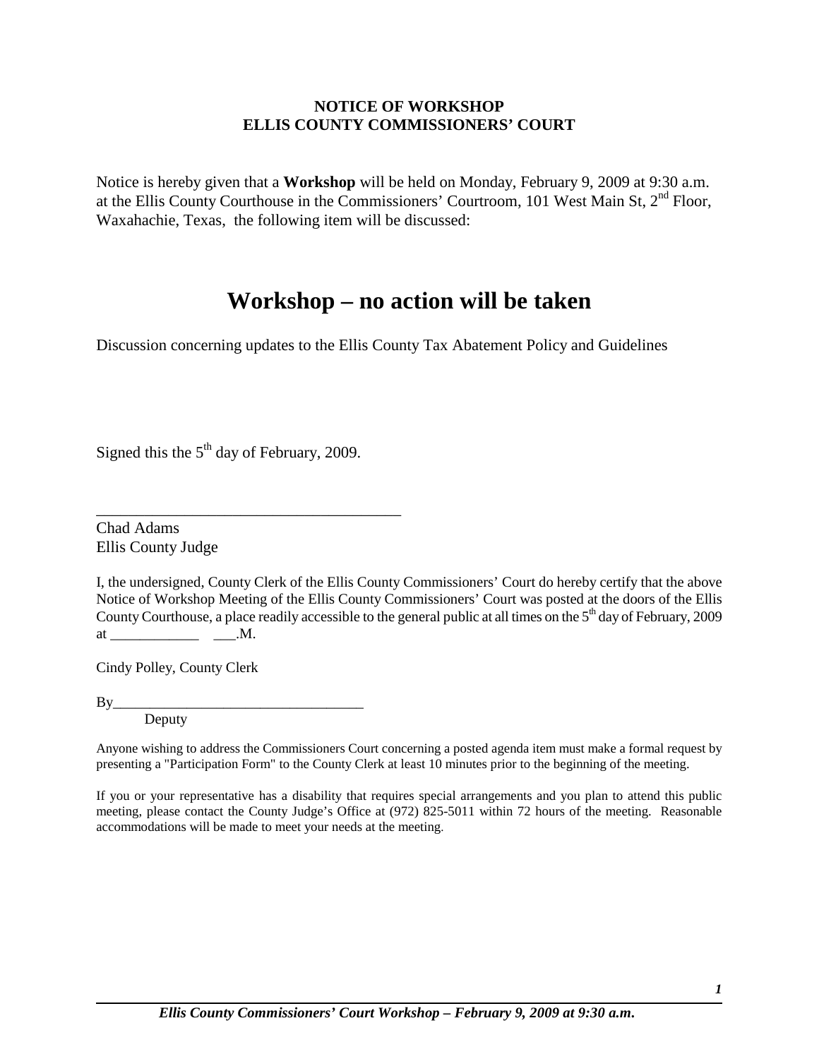**NOTICE OF WORKSHOP**
**ELLIS COUNTY COMMISSIONERS' COURT**

Notice is hereby given that a **Workshop** will be held on Monday, February 9, 2009 at 9:30 a.m. at the Ellis County Courthouse in the Commissioners' Courtroom, 101 West Main St, 2nd Floor, Waxahachie, Texas, the following item will be discussed:

# Workshop – no action will be taken

Discussion concerning updates to the Ellis County Tax Abatement Policy and Guidelines

Signed this the 5th day of February, 2009.

\_\_\_\_\_\_\_\_\_\_\_\_\_\_\_\_\_\_\_\_\_\_\_\_\_\_\_\_\_\_\_\_\_\_\_\_\_\_\_\_

Chad Adams
Ellis County Judge

I, the undersigned, County Clerk of the Ellis County Commissioners' Court do hereby certify that the above Notice of Workshop Meeting of the Ellis County Commissioners' Court was posted at the doors of the Ellis County Courthouse, a place readily accessible to the general public at all times on the 5th day of February, 2009 at \_\_\_\_\_\_\_\_\_\_\_\_ \_\_\_.M.

Cindy Polley, County Clerk

By\_\_\_\_\_\_\_\_\_\_\_\_\_\_\_\_\_\_\_\_\_\_\_\_\_\_\_\_\_\_\_\_\_\_\_
Deputy

Anyone wishing to address the Commissioners Court concerning a posted agenda item must make a formal request by presenting a "Participation Form" to the County Clerk at least 10 minutes prior to the beginning of the meeting.

If you or your representative has a disability that requires special arrangements and you plan to attend this public meeting, please contact the County Judge's Office at (972) 825-5011 within 72 hours of the meeting. Reasonable accommodations will be made to meet your needs at the meeting.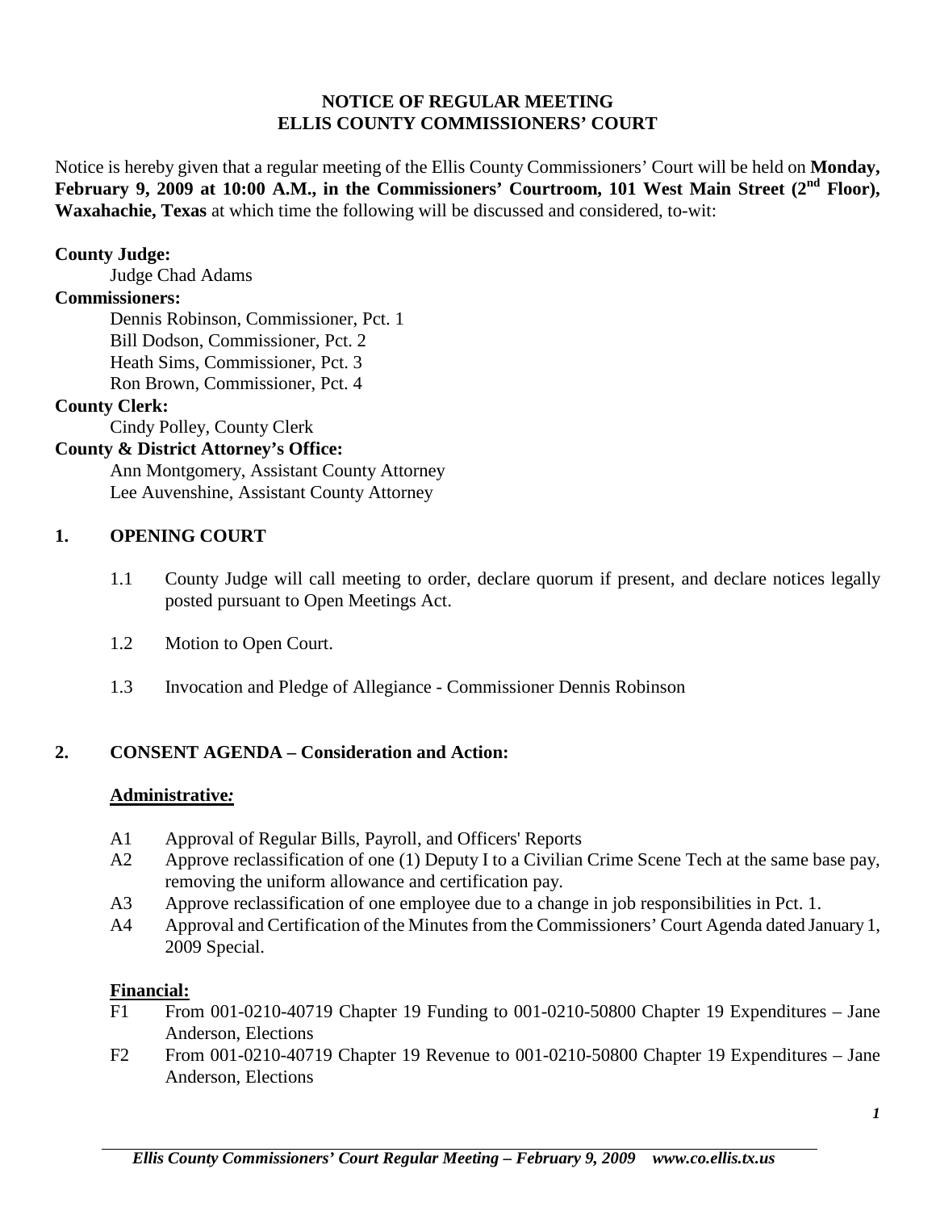# NOTICE OF REGULAR MEETING
# ELLIS COUNTY COMMISSIONERS' COURT

Notice is hereby given that a regular meeting of the Ellis County Commissioners' Court will be held on **Monday, February 9, 2009 at 10:00 A.M., in the Commissioners' Courtroom, 101 West Main Street (2nd Floor), Waxahachie, Texas** at which time the following will be discussed and considered, to-wit:

**County Judge:**
Judge Chad Adams

**Commissioners:**
Dennis Robinson, Commissioner, Pct. 1
Bill Dodson, Commissioner, Pct. 2
Heath Sims, Commissioner, Pct. 3
Ron Brown, Commissioner, Pct. 4

**County Clerk:**
Cindy Polley, County Clerk

**County & District Attorney's Office:**
Ann Montgomery, Assistant County Attorney
Lee Auvenshine, Assistant County Attorney

## 1. OPENING COURT

1.1 County Judge will call meeting to order, declare quorum if present, and declare notices legally posted pursuant to Open Meetings Act.

1.2 Motion to Open Court.

1.3 Invocation and Pledge of Allegiance - Commissioner Dennis Robinson

## 2. CONSENT AGENDA – Consideration and Action:

**Administrative***:*

A1 Approval of Regular Bills, Payroll, and Officers' Reports

A2 Approve reclassification of one (1) Deputy I to a Civilian Crime Scene Tech at the same base pay, removing the uniform allowance and certification pay.

A3 Approve reclassification of one employee due to a change in job responsibilities in Pct. 1.

A4 Approval and Certification of the Minutes from the Commissioners' Court Agenda dated January 1, 2009 Special.

**Financial:**

F1 From 001-0210-40719 Chapter 19 Funding to 001-0210-50800 Chapter 19 Expenditures – Jane Anderson, Elections

F2 From 001-0210-40719 Chapter 19 Revenue to 001-0210-50800 Chapter 19 Expenditures – Jane Anderson, Elections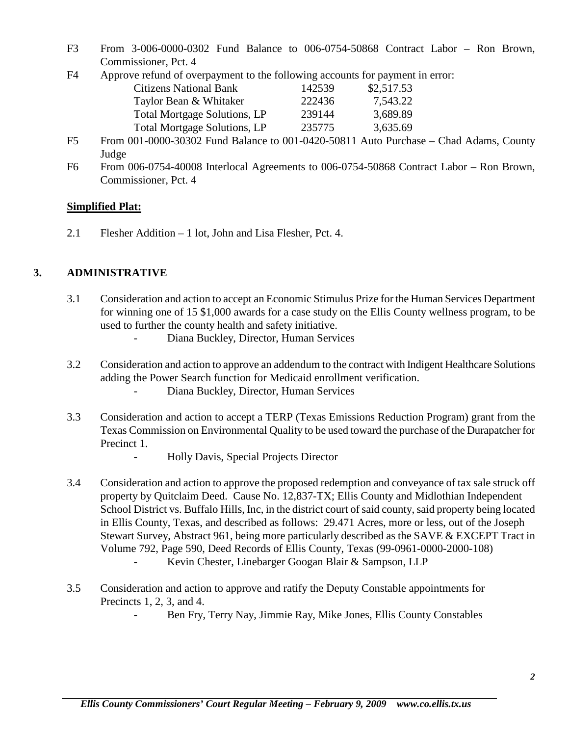F3 From 3-006-0000-0302 Fund Balance to 006-0754-50868 Contract Labor – Ron Brown, Commissioner, Pct. 4

F4 Approve refund of overpayment to the following accounts for payment in error:

| | | |
|---|---|---|
| Citizens National Bank | 142539 | $2,517.53 |
| Taylor Bean & Whitaker | 222436 | 7,543.22 |
| Total Mortgage Solutions, LP | 239144 | 3,689.89 |
| Total Mortgage Solutions, LP | 235775 | 3,635.69 |

F5 From 001-0000-30302 Fund Balance to 001-0420-50811 Auto Purchase – Chad Adams, County Judge

F6 From 006-0754-40008 Interlocal Agreements to 006-0754-50868 Contract Labor – Ron Brown, Commissioner, Pct. 4

**Simplified Plat:**

2.1 Flesher Addition – 1 lot, John and Lisa Flesher, Pct. 4.

## 3. ADMINISTRATIVE

3.1 Consideration and action to accept an Economic Stimulus Prize for the Human Services Department for winning one of 15 $1,000 awards for a case study on the Ellis County wellness program, to be used to further the county health and safety initiative.
- Diana Buckley, Director, Human Services

3.2 Consideration and action to approve an addendum to the contract with Indigent Healthcare Solutions adding the Power Search function for Medicaid enrollment verification.
- Diana Buckley, Director, Human Services

3.3 Consideration and action to accept a TERP (Texas Emissions Reduction Program) grant from the Texas Commission on Environmental Quality to be used toward the purchase of the Durapatcher for Precinct 1.
- Holly Davis, Special Projects Director

3.4 Consideration and action to approve the proposed redemption and conveyance of tax sale struck off property by Quitclaim Deed. Cause No. 12,837-TX; Ellis County and Midlothian Independent School District vs. Buffalo Hills, Inc, in the district court of said county, said property being located in Ellis County, Texas, and described as follows: 29.471 Acres, more or less, out of the Joseph Stewart Survey, Abstract 961, being more particularly described as the SAVE & EXCEPT Tract in Volume 792, Page 590, Deed Records of Ellis County, Texas (99-0961-0000-2000-108)
- Kevin Chester, Linebarger Googan Blair & Sampson, LLP

3.5 Consideration and action to approve and ratify the Deputy Constable appointments for Precincts 1, 2, 3, and 4.
- Ben Fry, Terry Nay, Jimmie Ray, Mike Jones, Ellis County Constables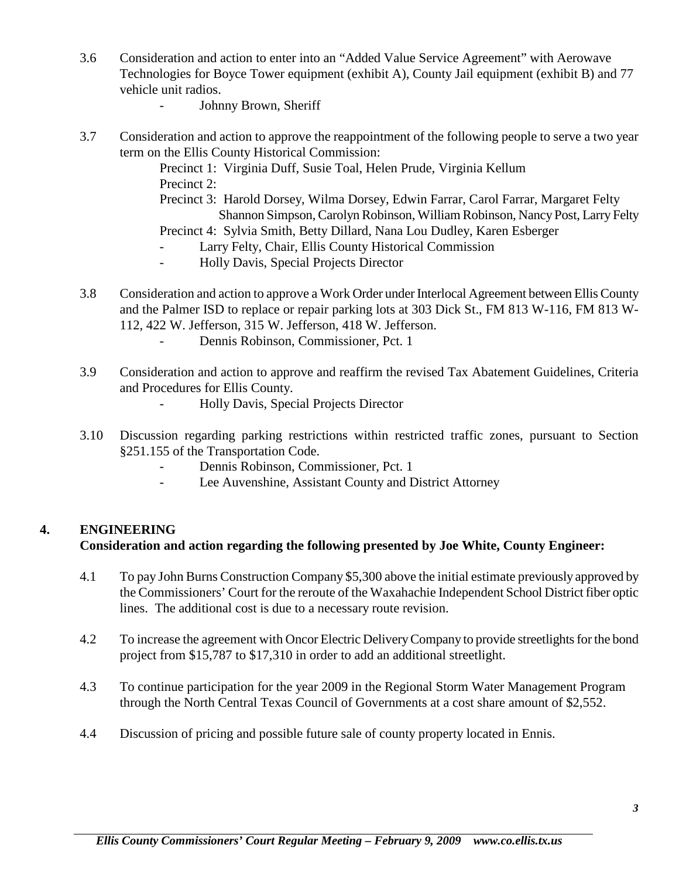3.6 Consideration and action to enter into an "Added Value Service Agreement" with Aerowave Technologies for Boyce Tower equipment (exhibit A), County Jail equipment (exhibit B) and 77 vehicle unit radios.

- Johnny Brown, Sheriff

3.7 Consideration and action to approve the reappointment of the following people to serve a two year term on the Ellis County Historical Commission:

Precinct 1: Virginia Duff, Susie Toal, Helen Prude, Virginia Kellum
Precinct 2:
Precinct 3: Harold Dorsey, Wilma Dorsey, Edwin Farrar, Carol Farrar, Margaret Felty Shannon Simpson, Carolyn Robinson, William Robinson, Nancy Post, Larry Felty
Precinct 4: Sylvia Smith, Betty Dillard, Nana Lou Dudley, Karen Esberger

- Larry Felty, Chair, Ellis County Historical Commission
- Holly Davis, Special Projects Director

3.8 Consideration and action to approve a Work Order under Interlocal Agreement between Ellis County and the Palmer ISD to replace or repair parking lots at 303 Dick St., FM 813 W-116, FM 813 W-112, 422 W. Jefferson, 315 W. Jefferson, 418 W. Jefferson.

- Dennis Robinson, Commissioner, Pct. 1

3.9 Consideration and action to approve and reaffirm the revised Tax Abatement Guidelines, Criteria and Procedures for Ellis County.

- Holly Davis, Special Projects Director

3.10 Discussion regarding parking restrictions within restricted traffic zones, pursuant to Section §251.155 of the Transportation Code.

- Dennis Robinson, Commissioner, Pct. 1
- Lee Auvenshine, Assistant County and District Attorney

## 4. ENGINEERING

**Consideration and action regarding the following presented by Joe White, County Engineer:**

4.1 To pay John Burns Construction Company $5,300 above the initial estimate previously approved by the Commissioners' Court for the reroute of the Waxahachie Independent School District fiber optic lines. The additional cost is due to a necessary route revision.

4.2 To increase the agreement with Oncor Electric Delivery Company to provide streetlights for the bond project from $15,787 to $17,310 in order to add an additional streetlight.

4.3 To continue participation for the year 2009 in the Regional Storm Water Management Program through the North Central Texas Council of Governments at a cost share amount of $2,552.

4.4 Discussion of pricing and possible future sale of county property located in Ennis.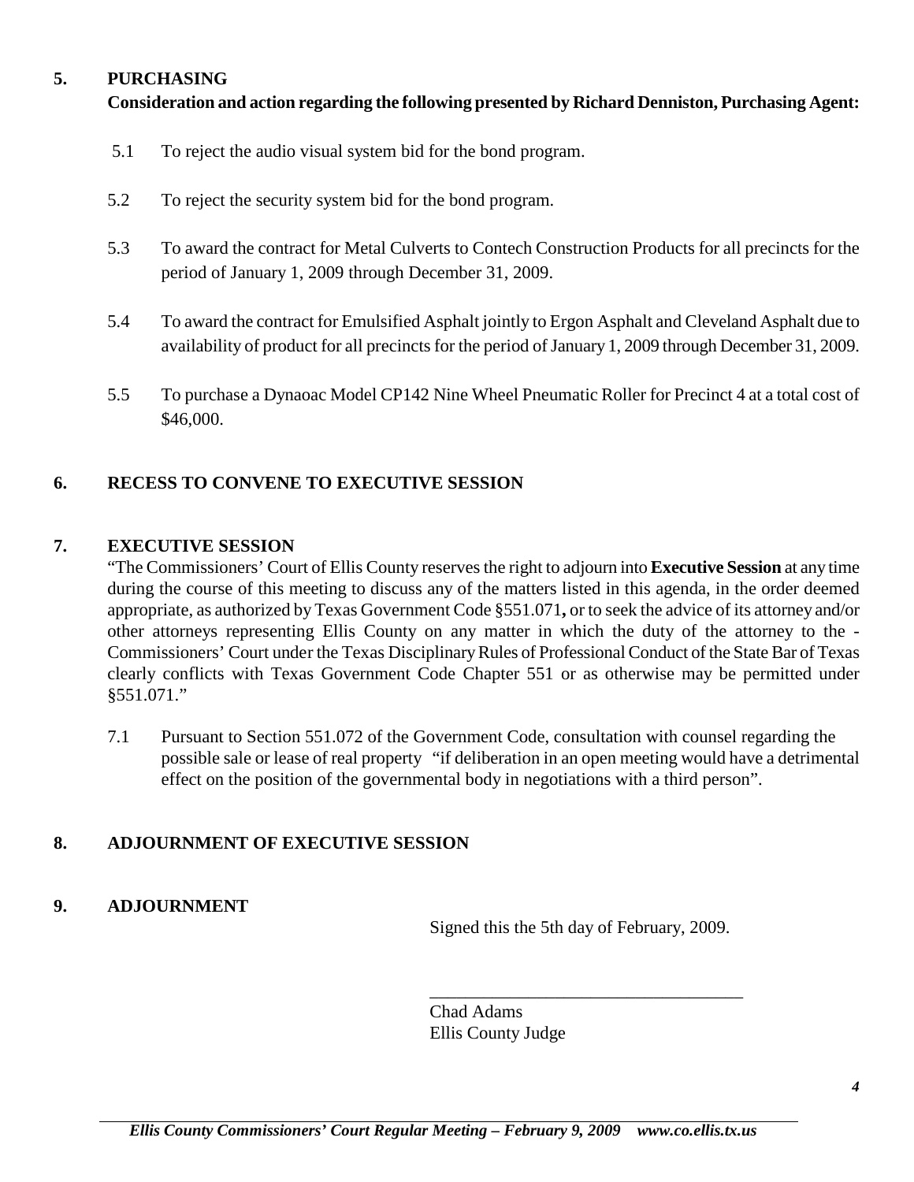## 5. PURCHASING

**Consideration and action regarding the following presented by Richard Denniston, Purchasing Agent:**

5.1 To reject the audio visual system bid for the bond program.

5.2 To reject the security system bid for the bond program.

5.3 To award the contract for Metal Culverts to Contech Construction Products for all precincts for the period of January 1, 2009 through December 31, 2009.

5.4 To award the contract for Emulsified Asphalt jointly to Ergon Asphalt and Cleveland Asphalt due to availability of product for all precincts for the period of January 1, 2009 through December 31, 2009.

5.5 To purchase a Dynaoac Model CP142 Nine Wheel Pneumatic Roller for Precinct 4 at a total cost of $46,000.

## 6. RECESS TO CONVENE TO EXECUTIVE SESSION

## 7. EXECUTIVE SESSION

"The Commissioners' Court of Ellis County reserves the right to adjourn into **Executive Session** at any time during the course of this meeting to discuss any of the matters listed in this agenda, in the order deemed appropriate, as authorized by Texas Government Code §551.071**,** or to seek the advice of its attorney and/or other attorneys representing Ellis County on any matter in which the duty of the attorney to the - Commissioners' Court under the Texas Disciplinary Rules of Professional Conduct of the State Bar of Texas clearly conflicts with Texas Government Code Chapter 551 or as otherwise may be permitted under §551.071."

7.1 Pursuant to Section 551.072 of the Government Code, consultation with counsel regarding the possible sale or lease of real property "if deliberation in an open meeting would have a detrimental effect on the position of the governmental body in negotiations with a third person".

## 8. ADJOURNMENT OF EXECUTIVE SESSION

## 9. ADJOURNMENT

Signed this the 5th day of February, 2009.

\_\_\_\_\_\_\_\_\_\_\_\_\_\_\_\_\_\_\_\_\_\_\_\_\_\_\_\_\_\_\_\_\_\_\_\_

Chad Adams
Ellis County Judge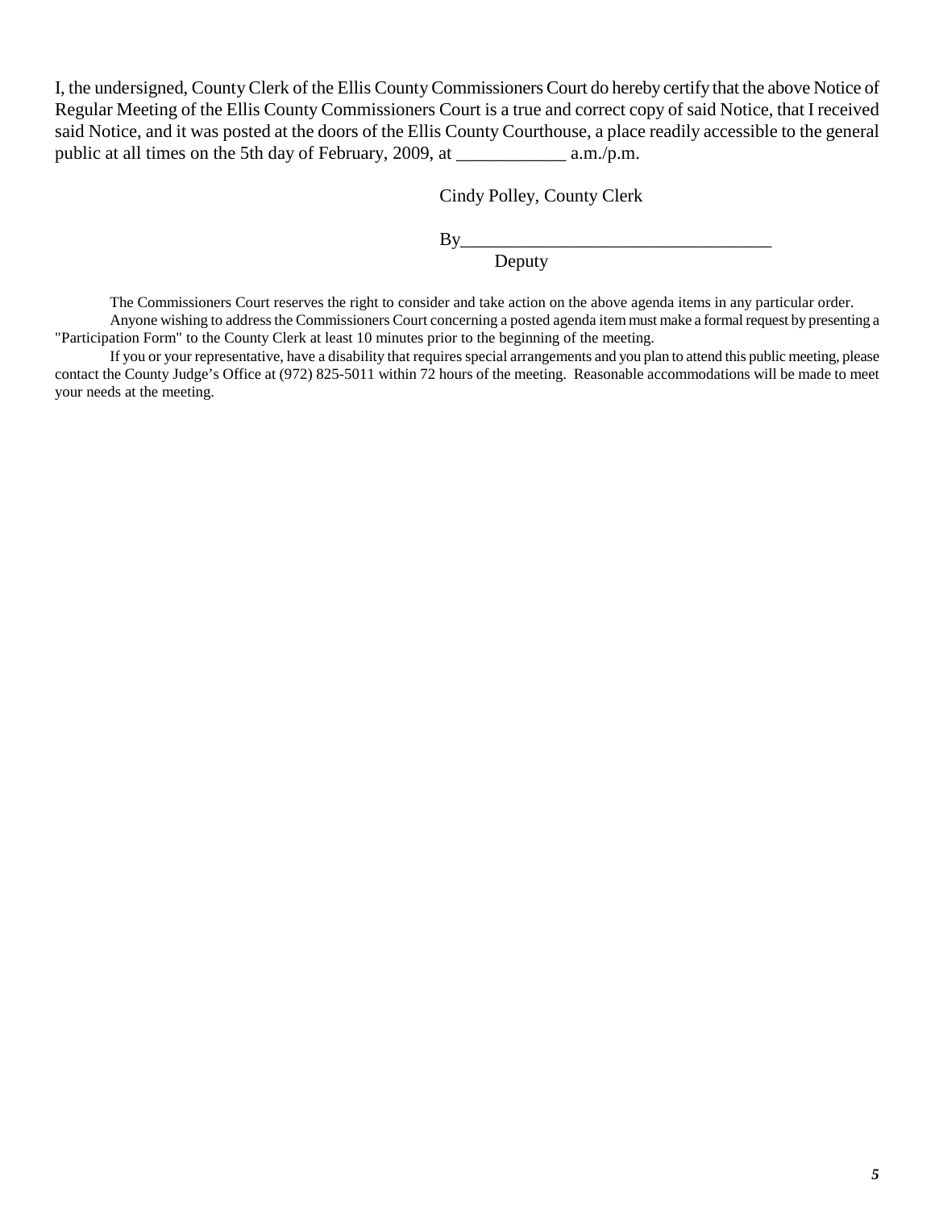I, the undersigned, County Clerk of the Ellis County Commissioners Court do hereby certify that the above Notice of Regular Meeting of the Ellis County Commissioners Court is a true and correct copy of said Notice, that I received said Notice, and it was posted at the doors of the Ellis County Courthouse, a place readily accessible to the general public at all times on the 5th day of February, 2009, at ____________ a.m./p.m.

Cindy Polley, County Clerk

By__________________________________

Deputy

The Commissioners Court reserves the right to consider and take action on the above agenda items in any particular order.

Anyone wishing to address the Commissioners Court concerning a posted agenda item must make a formal request by presenting a "Participation Form" to the County Clerk at least 10 minutes prior to the beginning of the meeting.

If you or your representative, have a disability that requires special arrangements and you plan to attend this public meeting, please contact the County Judge's Office at (972) 825-5011 within 72 hours of the meeting. Reasonable accommodations will be made to meet your needs at the meeting.